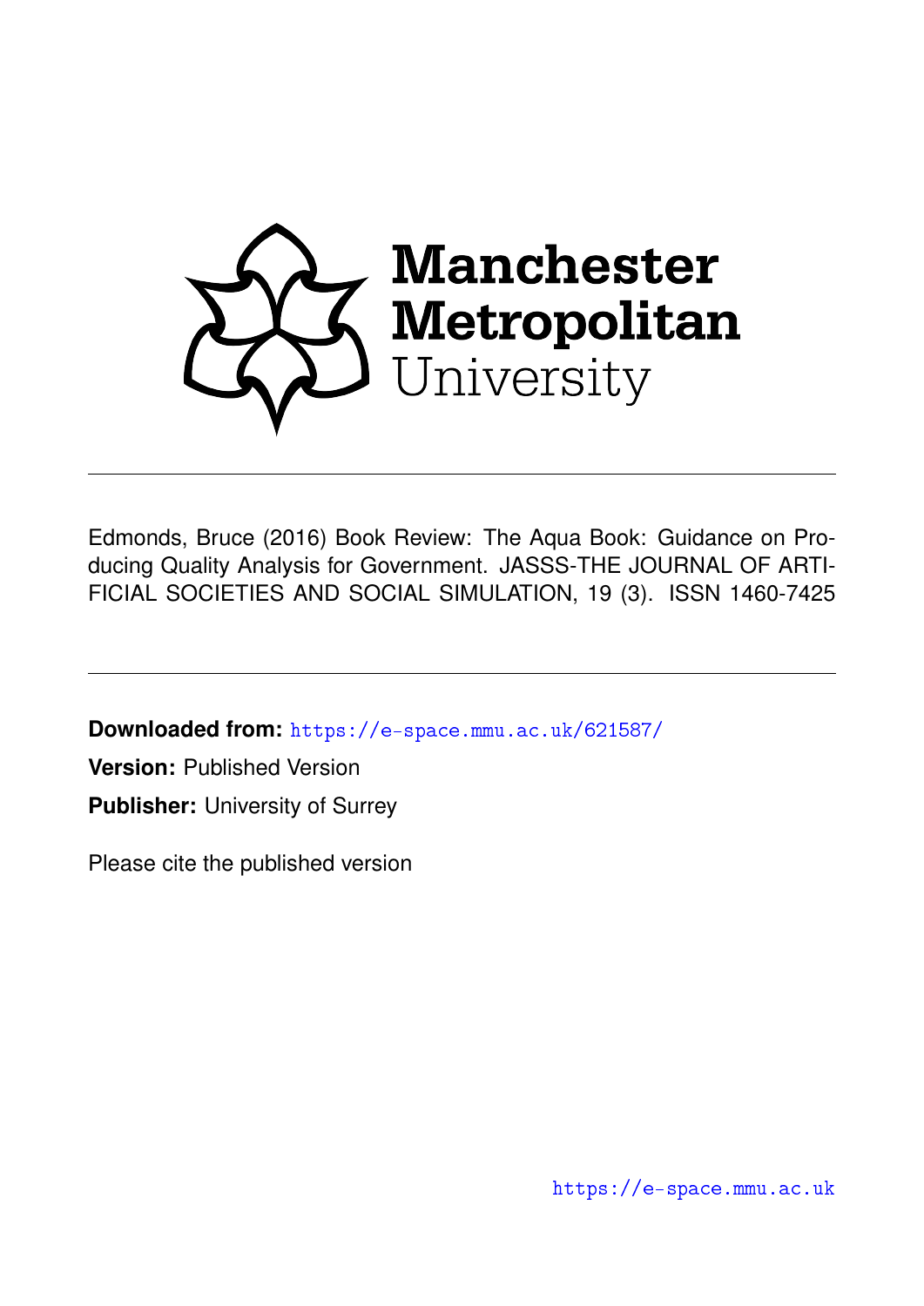Manchester Metropolitan University

---

Edmonds, Bruce (2016) Book Review: The Aqua Book: Guidance on Producing Quality Analysis for Government. JASSS-THE JOURNAL OF ARTIFICIAL SOCIETIES AND SOCIAL SIMULATION, 19 (3). ISSN 1460-7425

---

**Downloaded from:** https://e-space.mmu.ac.uk/621587/

**Version:** Published Version

**Publisher:** University of Surrey

Please cite the published version

https://e-space.mmu.ac.uk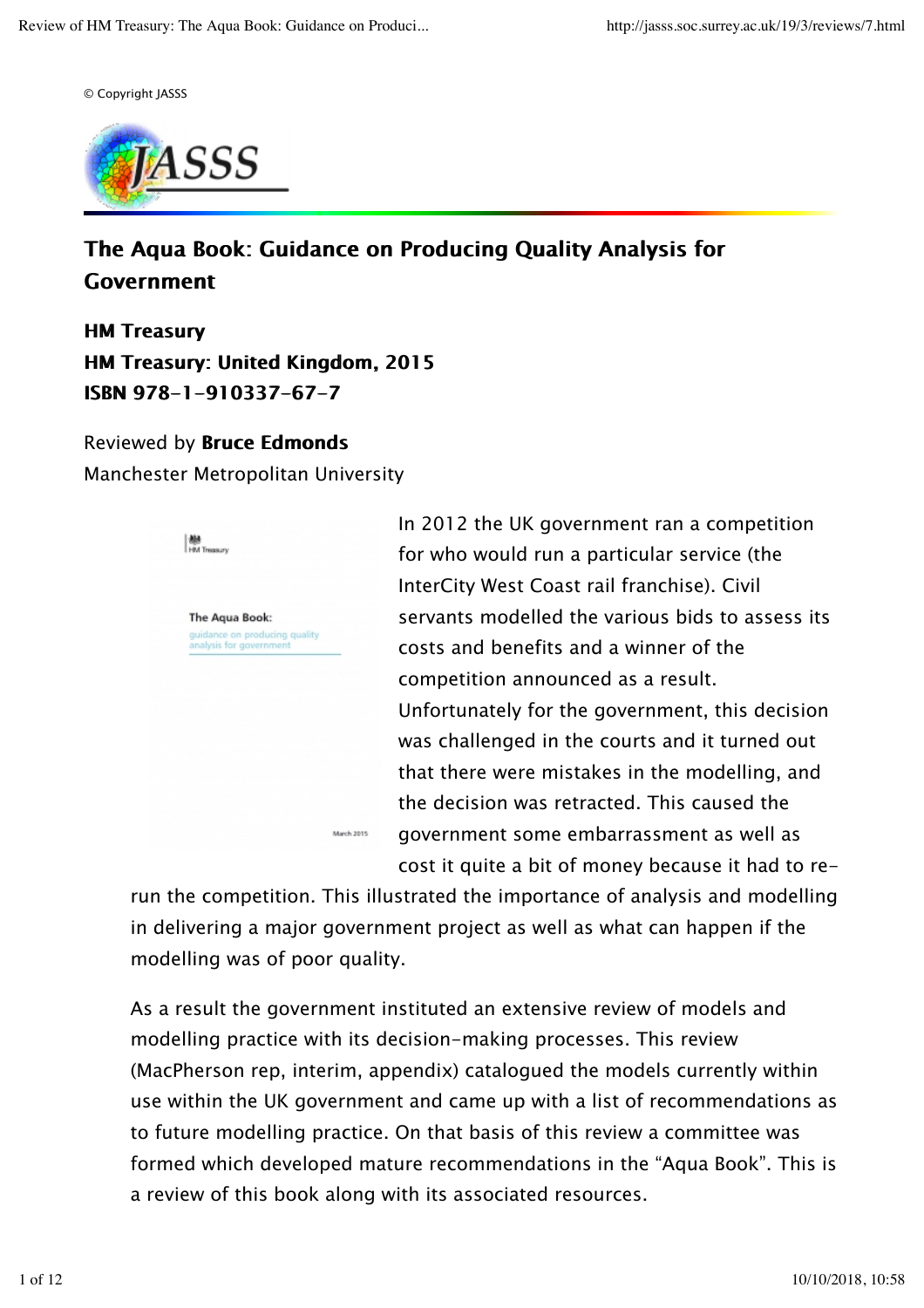© Copyright JASSS

# The Aqua Book: Guidance on Producing Quality Analysis for Government

**HM Treasury**
**HM Treasury: United Kingdom, 2015**
**ISBN 978-1-910337-67-7**

Reviewed by **Bruce Edmonds**
Manchester Metropolitan University

In 2012 the UK government ran a competition for who would run a particular service (the InterCity West Coast rail franchise). Civil servants modelled the various bids to assess its costs and benefits and a winner of the competition announced as a result. Unfortunately for the government, this decision was challenged in the courts and it turned out that there were mistakes in the modelling, and the decision was retracted. This caused the government some embarrassment as well as cost it quite a bit of money because it had to re-run the competition. This illustrated the importance of analysis and modelling in delivering a major government project as well as what can happen if the modelling was of poor quality.

As a result the government instituted an extensive review of models and modelling practice with its decision-making processes. This review (MacPherson rep, interim, appendix) catalogued the models currently within use within the UK government and came up with a list of recommendations as to future modelling practice. On that basis of this review a committee was formed which developed mature recommendations in the "Aqua Book". This is a review of this book along with its associated resources.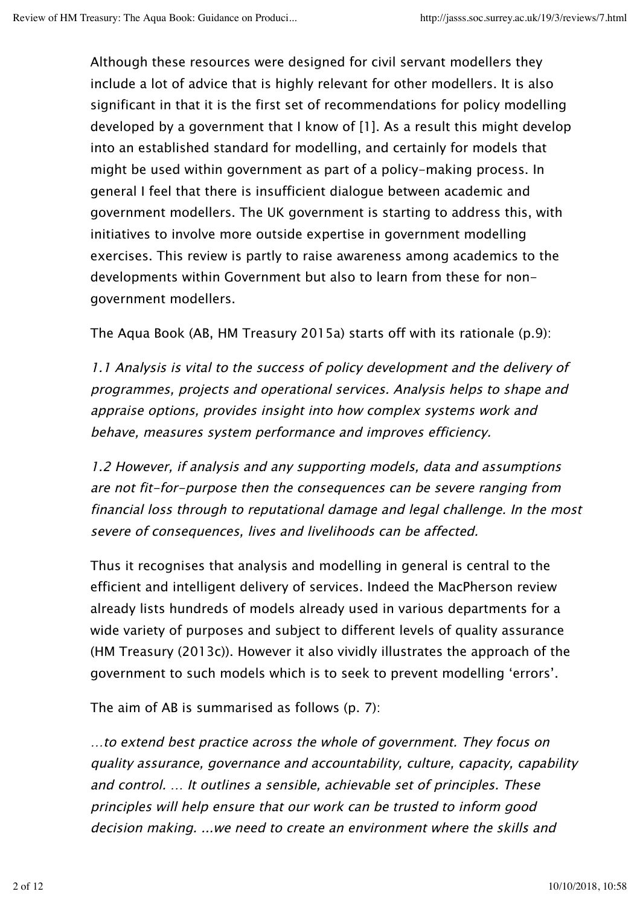Although these resources were designed for civil servant modellers they include a lot of advice that is highly relevant for other modellers. It is also significant in that it is the first set of recommendations for policy modelling developed by a government that I know of [1]. As a result this might develop into an established standard for modelling, and certainly for models that might be used within government as part of a policy-making process. In general I feel that there is insufficient dialogue between academic and government modellers. The UK government is starting to address this, with initiatives to involve more outside expertise in government modelling exercises. This review is partly to raise awareness among academics to the developments within Government but also to learn from these for non-government modellers.

The Aqua Book (AB, HM Treasury 2015a) starts off with its rationale (p.9):

*1.1 Analysis is vital to the success of policy development and the delivery of programmes, projects and operational services. Analysis helps to shape and appraise options, provides insight into how complex systems work and behave, measures system performance and improves efficiency.*

*1.2 However, if analysis and any supporting models, data and assumptions are not fit-for-purpose then the consequences can be severe ranging from financial loss through to reputational damage and legal challenge. In the most severe of consequences, lives and livelihoods can be affected.*

Thus it recognises that analysis and modelling in general is central to the efficient and intelligent delivery of services. Indeed the MacPherson review already lists hundreds of models already used in various departments for a wide variety of purposes and subject to different levels of quality assurance (HM Treasury (2013c)). However it also vividly illustrates the approach of the government to such models which is to seek to prevent modelling 'errors'.

The aim of AB is summarised as follows (p. 7):

*…to extend best practice across the whole of government. They focus on quality assurance, governance and accountability, culture, capacity, capability and control. … It outlines a sensible, achievable set of principles. These principles will help ensure that our work can be trusted to inform good decision making. ...we need to create an environment where the skills and*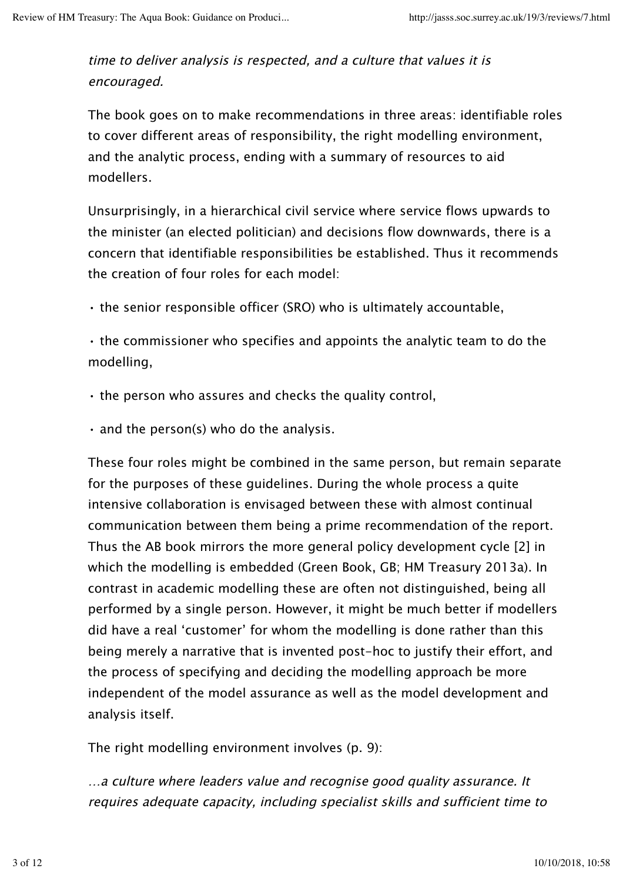*time to deliver analysis is respected, and a culture that values it is encouraged.*

The book goes on to make recommendations in three areas: identifiable roles to cover different areas of responsibility, the right modelling environment, and the analytic process, ending with a summary of resources to aid modellers.

Unsurprisingly, in a hierarchical civil service where service flows upwards to the minister (an elected politician) and decisions flow downwards, there is a concern that identifiable responsibilities be established. Thus it recommends the creation of four roles for each model:

• the senior responsible officer (SRO) who is ultimately accountable,

• the commissioner who specifies and appoints the analytic team to do the modelling,

• the person who assures and checks the quality control,

• and the person(s) who do the analysis.

These four roles might be combined in the same person, but remain separate for the purposes of these guidelines. During the whole process a quite intensive collaboration is envisaged between these with almost continual communication between them being a prime recommendation of the report. Thus the AB book mirrors the more general policy development cycle [2] in which the modelling is embedded (Green Book, GB; HM Treasury 2013a). In contrast in academic modelling these are often not distinguished, being all performed by a single person. However, it might be much better if modellers did have a real 'customer' for whom the modelling is done rather than this being merely a narrative that is invented post-hoc to justify their effort, and the process of specifying and deciding the modelling approach be more independent of the model assurance as well as the model development and analysis itself.

The right modelling environment involves (p. 9):

*…a culture where leaders value and recognise good quality assurance. It requires adequate capacity, including specialist skills and sufficient time to*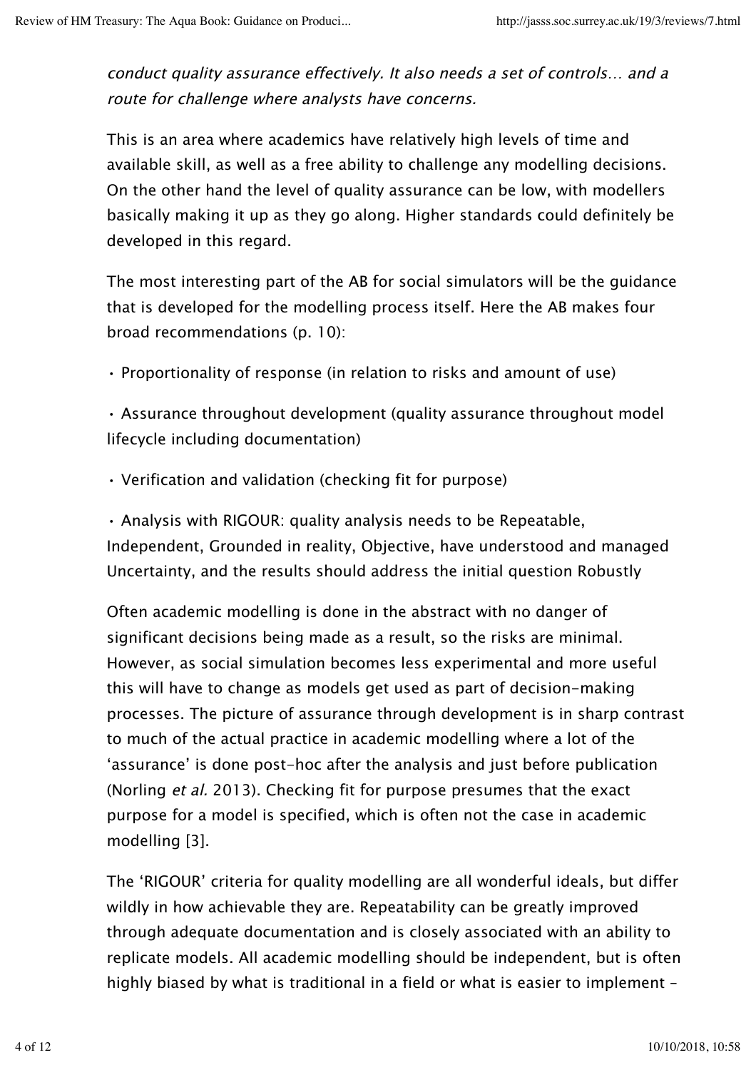*conduct quality assurance effectively. It also needs a set of controls… and a route for challenge where analysts have concerns.*

This is an area where academics have relatively high levels of time and available skill, as well as a free ability to challenge any modelling decisions. On the other hand the level of quality assurance can be low, with modellers basically making it up as they go along. Higher standards could definitely be developed in this regard.

The most interesting part of the AB for social simulators will be the guidance that is developed for the modelling process itself. Here the AB makes four broad recommendations (p. 10):

- Proportionality of response (in relation to risks and amount of use)
- Assurance throughout development (quality assurance throughout model lifecycle including documentation)
- Verification and validation (checking fit for purpose)
- Analysis with RIGOUR: quality analysis needs to be Repeatable, Independent, Grounded in reality, Objective, have understood and managed Uncertainty, and the results should address the initial question Robustly

Often academic modelling is done in the abstract with no danger of significant decisions being made as a result, so the risks are minimal. However, as social simulation becomes less experimental and more useful this will have to change as models get used as part of decision-making processes. The picture of assurance through development is in sharp contrast to much of the actual practice in academic modelling where a lot of the 'assurance' is done post-hoc after the analysis and just before publication (Norling *et al.* 2013). Checking fit for purpose presumes that the exact purpose for a model is specified, which is often not the case in academic modelling [3].

The 'RIGOUR' criteria for quality modelling are all wonderful ideals, but differ wildly in how achievable they are. Repeatability can be greatly improved through adequate documentation and is closely associated with an ability to replicate models. All academic modelling should be independent, but is often highly biased by what is traditional in a field or what is easier to implement –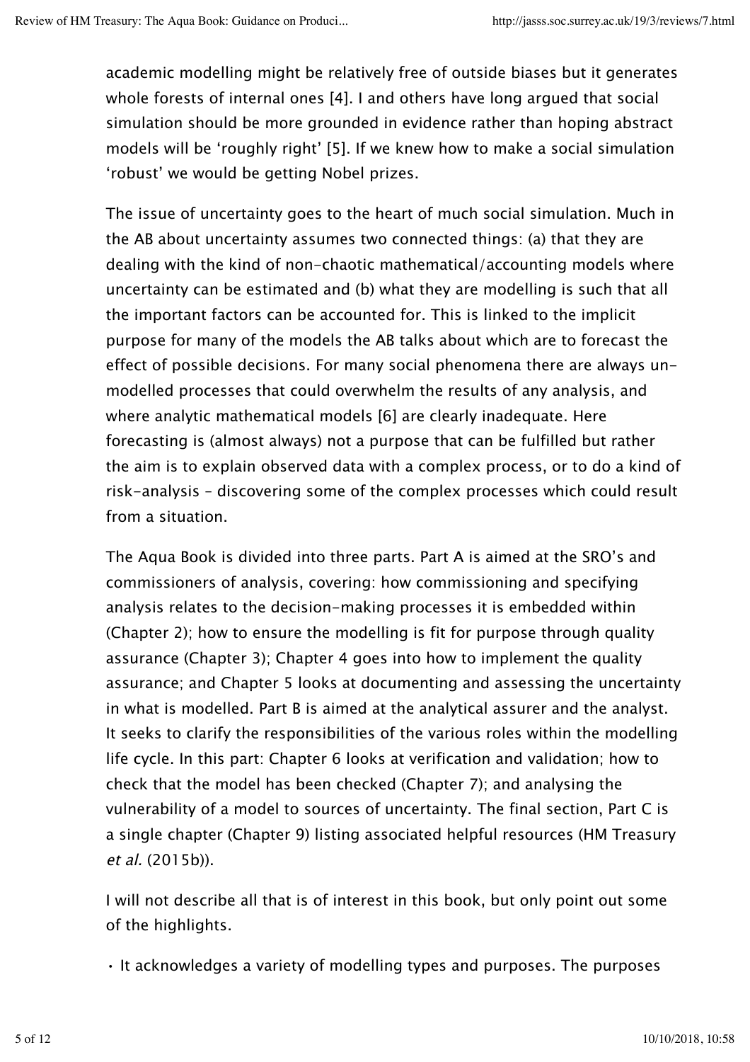academic modelling might be relatively free of outside biases but it generates whole forests of internal ones [4]. I and others have long argued that social simulation should be more grounded in evidence rather than hoping abstract models will be 'roughly right' [5]. If we knew how to make a social simulation 'robust' we would be getting Nobel prizes.

The issue of uncertainty goes to the heart of much social simulation. Much in the AB about uncertainty assumes two connected things: (a) that they are dealing with the kind of non-chaotic mathematical/accounting models where uncertainty can be estimated and (b) what they are modelling is such that all the important factors can be accounted for. This is linked to the implicit purpose for many of the models the AB talks about which are to forecast the effect of possible decisions. For many social phenomena there are always un-modelled processes that could overwhelm the results of any analysis, and where analytic mathematical models [6] are clearly inadequate. Here forecasting is (almost always) not a purpose that can be fulfilled but rather the aim is to explain observed data with a complex process, or to do a kind of risk-analysis – discovering some of the complex processes which could result from a situation.

The Aqua Book is divided into three parts. Part A is aimed at the SRO's and commissioners of analysis, covering: how commissioning and specifying analysis relates to the decision-making processes it is embedded within (Chapter 2); how to ensure the modelling is fit for purpose through quality assurance (Chapter 3); Chapter 4 goes into how to implement the quality assurance; and Chapter 5 looks at documenting and assessing the uncertainty in what is modelled. Part B is aimed at the analytical assurer and the analyst. It seeks to clarify the responsibilities of the various roles within the modelling life cycle. In this part: Chapter 6 looks at verification and validation; how to check that the model has been checked (Chapter 7); and analysing the vulnerability of a model to sources of uncertainty. The final section, Part C is a single chapter (Chapter 9) listing associated helpful resources (HM Treasury *et al.* (2015b)).

I will not describe all that is of interest in this book, but only point out some of the highlights.

- It acknowledges a variety of modelling types and purposes. The purposes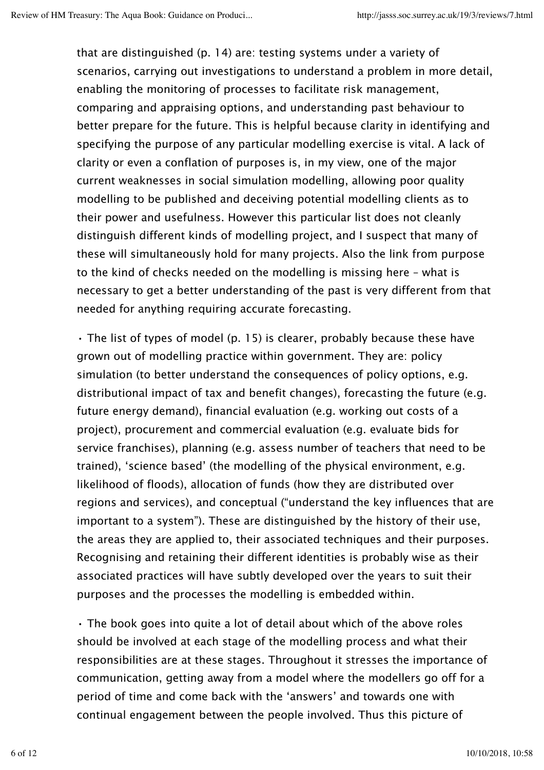that are distinguished (p. 14) are: testing systems under a variety of scenarios, carrying out investigations to understand a problem in more detail, enabling the monitoring of processes to facilitate risk management, comparing and appraising options, and understanding past behaviour to better prepare for the future. This is helpful because clarity in identifying and specifying the purpose of any particular modelling exercise is vital. A lack of clarity or even a conflation of purposes is, in my view, one of the major current weaknesses in social simulation modelling, allowing poor quality modelling to be published and deceiving potential modelling clients as to their power and usefulness. However this particular list does not cleanly distinguish different kinds of modelling project, and I suspect that many of these will simultaneously hold for many projects. Also the link from purpose to the kind of checks needed on the modelling is missing here – what is necessary to get a better understanding of the past is very different from that needed for anything requiring accurate forecasting.

• The list of types of model (p. 15) is clearer, probably because these have grown out of modelling practice within government. They are: policy simulation (to better understand the consequences of policy options, e.g. distributional impact of tax and benefit changes), forecasting the future (e.g. future energy demand), financial evaluation (e.g. working out costs of a project), procurement and commercial evaluation (e.g. evaluate bids for service franchises), planning (e.g. assess number of teachers that need to be trained), 'science based' (the modelling of the physical environment, e.g. likelihood of floods), allocation of funds (how they are distributed over regions and services), and conceptual ("understand the key influences that are important to a system"). These are distinguished by the history of their use, the areas they are applied to, their associated techniques and their purposes. Recognising and retaining their different identities is probably wise as their associated practices will have subtly developed over the years to suit their purposes and the processes the modelling is embedded within.

• The book goes into quite a lot of detail about which of the above roles should be involved at each stage of the modelling process and what their responsibilities are at these stages. Throughout it stresses the importance of communication, getting away from a model where the modellers go off for a period of time and come back with the 'answers' and towards one with continual engagement between the people involved. Thus this picture of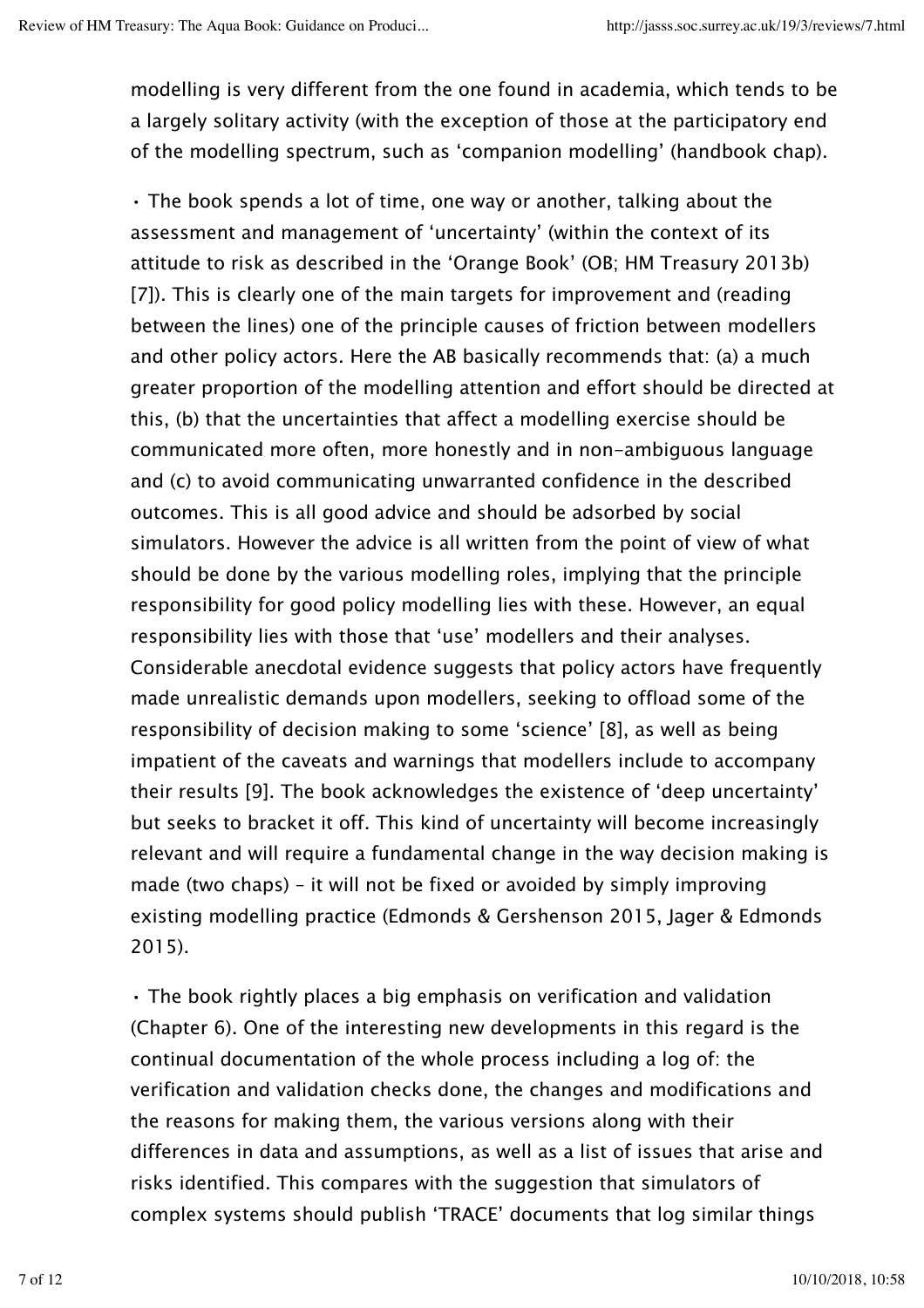modelling is very different from the one found in academia, which tends to be a largely solitary activity (with the exception of those at the participatory end of the modelling spectrum, such as 'companion modelling' (handbook chap).

- The book spends a lot of time, one way or another, talking about the assessment and management of 'uncertainty' (within the context of its attitude to risk as described in the 'Orange Book' (OB; HM Treasury 2013b) [7]). This is clearly one of the main targets for improvement and (reading between the lines) one of the principle causes of friction between modellers and other policy actors. Here the AB basically recommends that: (a) a much greater proportion of the modelling attention and effort should be directed at this, (b) that the uncertainties that affect a modelling exercise should be communicated more often, more honestly and in non-ambiguous language and (c) to avoid communicating unwarranted confidence in the described outcomes. This is all good advice and should be adsorbed by social simulators. However the advice is all written from the point of view of what should be done by the various modelling roles, implying that the principle responsibility for good policy modelling lies with these. However, an equal responsibility lies with those that 'use' modellers and their analyses. Considerable anecdotal evidence suggests that policy actors have frequently made unrealistic demands upon modellers, seeking to offload some of the responsibility of decision making to some 'science' [8], as well as being impatient of the caveats and warnings that modellers include to accompany their results [9]. The book acknowledges the existence of 'deep uncertainty' but seeks to bracket it off. This kind of uncertainty will become increasingly relevant and will require a fundamental change in the way decision making is made (two chaps) – it will not be fixed or avoided by simply improving existing modelling practice (Edmonds & Gershenson 2015, Jager & Edmonds 2015).

- The book rightly places a big emphasis on verification and validation (Chapter 6). One of the interesting new developments in this regard is the continual documentation of the whole process including a log of: the verification and validation checks done, the changes and modifications and the reasons for making them, the various versions along with their differences in data and assumptions, as well as a list of issues that arise and risks identified. This compares with the suggestion that simulators of complex systems should publish 'TRACE' documents that log similar things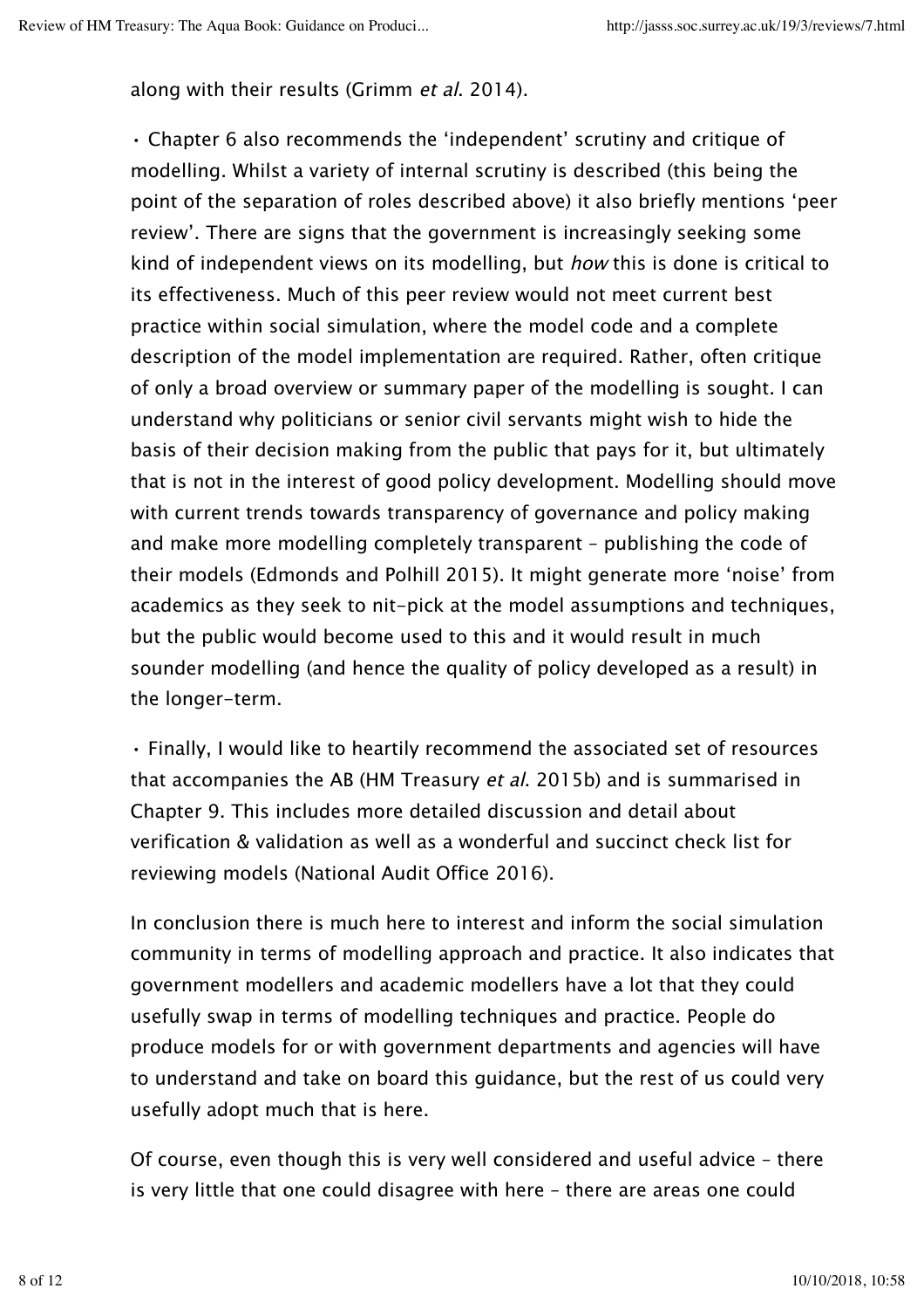along with their results (Grimm *et al.* 2014).

- Chapter 6 also recommends the 'independent' scrutiny and critique of modelling. Whilst a variety of internal scrutiny is described (this being the point of the separation of roles described above) it also briefly mentions 'peer review'. There are signs that the government is increasingly seeking some kind of independent views on its modelling, but *how* this is done is critical to its effectiveness. Much of this peer review would not meet current best practice within social simulation, where the model code and a complete description of the model implementation are required. Rather, often critique of only a broad overview or summary paper of the modelling is sought. I can understand why politicians or senior civil servants might wish to hide the basis of their decision making from the public that pays for it, but ultimately that is not in the interest of good policy development. Modelling should move with current trends towards transparency of governance and policy making and make more modelling completely transparent – publishing the code of their models (Edmonds and Polhill 2015). It might generate more 'noise' from academics as they seek to nit-pick at the model assumptions and techniques, but the public would become used to this and it would result in much sounder modelling (and hence the quality of policy developed as a result) in the longer-term.

- Finally, I would like to heartily recommend the associated set of resources that accompanies the AB (HM Treasury *et al.* 2015b) and is summarised in Chapter 9. This includes more detailed discussion and detail about verification & validation as well as a wonderful and succinct check list for reviewing models (National Audit Office 2016).

In conclusion there is much here to interest and inform the social simulation community in terms of modelling approach and practice. It also indicates that government modellers and academic modellers have a lot that they could usefully swap in terms of modelling techniques and practice. People do produce models for or with government departments and agencies will have to understand and take on board this guidance, but the rest of us could very usefully adopt much that is here.

Of course, even though this is very well considered and useful advice – there is very little that one could disagree with here – there are areas one could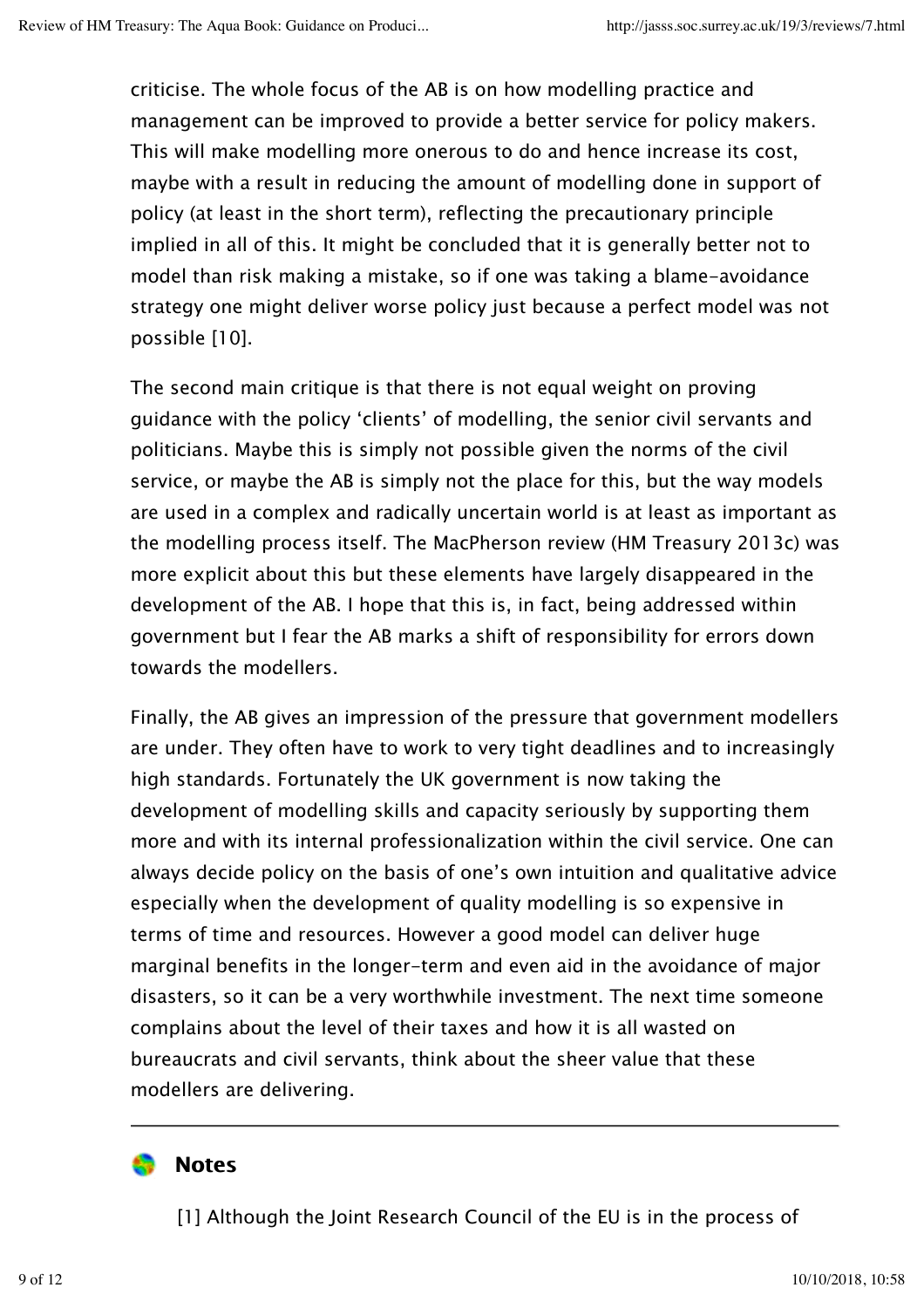criticise. The whole focus of the AB is on how modelling practice and management can be improved to provide a better service for policy makers. This will make modelling more onerous to do and hence increase its cost, maybe with a result in reducing the amount of modelling done in support of policy (at least in the short term), reflecting the precautionary principle implied in all of this. It might be concluded that it is generally better not to model than risk making a mistake, so if one was taking a blame-avoidance strategy one might deliver worse policy just because a perfect model was not possible [10].

The second main critique is that there is not equal weight on proving guidance with the policy 'clients' of modelling, the senior civil servants and politicians. Maybe this is simply not possible given the norms of the civil service, or maybe the AB is simply not the place for this, but the way models are used in a complex and radically uncertain world is at least as important as the modelling process itself. The MacPherson review (HM Treasury 2013c) was more explicit about this but these elements have largely disappeared in the development of the AB. I hope that this is, in fact, being addressed within government but I fear the AB marks a shift of responsibility for errors down towards the modellers.

Finally, the AB gives an impression of the pressure that government modellers are under. They often have to work to very tight deadlines and to increasingly high standards. Fortunately the UK government is now taking the development of modelling skills and capacity seriously by supporting them more and with its internal professionalization within the civil service. One can always decide policy on the basis of one's own intuition and qualitative advice especially when the development of quality modelling is so expensive in terms of time and resources. However a good model can deliver huge marginal benefits in the longer-term and even aid in the avoidance of major disasters, so it can be a very worthwhile investment. The next time someone complains about the level of their taxes and how it is all wasted on bureaucrats and civil servants, think about the sheer value that these modellers are delivering.

---

## Notes

[1] Although the Joint Research Council of the EU is in the process of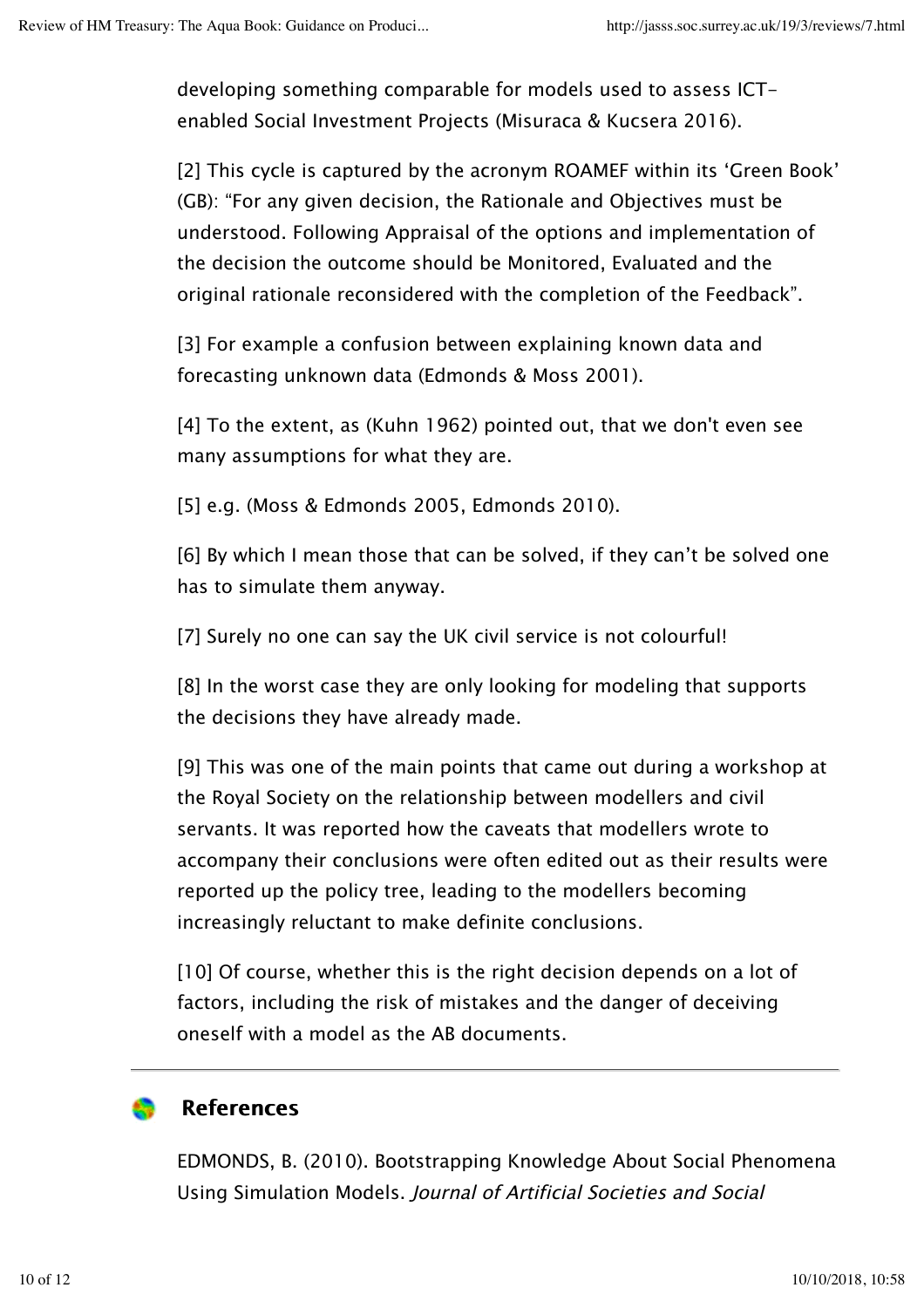developing something comparable for models used to assess ICT-enabled Social Investment Projects (Misuraca & Kucsera 2016).

[2] This cycle is captured by the acronym ROAMEF within its 'Green Book' (GB): "For any given decision, the Rationale and Objectives must be understood. Following Appraisal of the options and implementation of the decision the outcome should be Monitored, Evaluated and the original rationale reconsidered with the completion of the Feedback".

[3] For example a confusion between explaining known data and forecasting unknown data (Edmonds & Moss 2001).

[4] To the extent, as (Kuhn 1962) pointed out, that we don't even see many assumptions for what they are.

[5] e.g. (Moss & Edmonds 2005, Edmonds 2010).

[6] By which I mean those that can be solved, if they can't be solved one has to simulate them anyway.

[7] Surely no one can say the UK civil service is not colourful!

[8] In the worst case they are only looking for modeling that supports the decisions they have already made.

[9] This was one of the main points that came out during a workshop at the Royal Society on the relationship between modellers and civil servants. It was reported how the caveats that modellers wrote to accompany their conclusions were often edited out as their results were reported up the policy tree, leading to the modellers becoming increasingly reluctant to make definite conclusions.

[10] Of course, whether this is the right decision depends on a lot of factors, including the risk of mistakes and the danger of deceiving oneself with a model as the AB documents.

---

## References

EDMONDS, B. (2010). Bootstrapping Knowledge About Social Phenomena Using Simulation Models. *Journal of Artificial Societies and Social*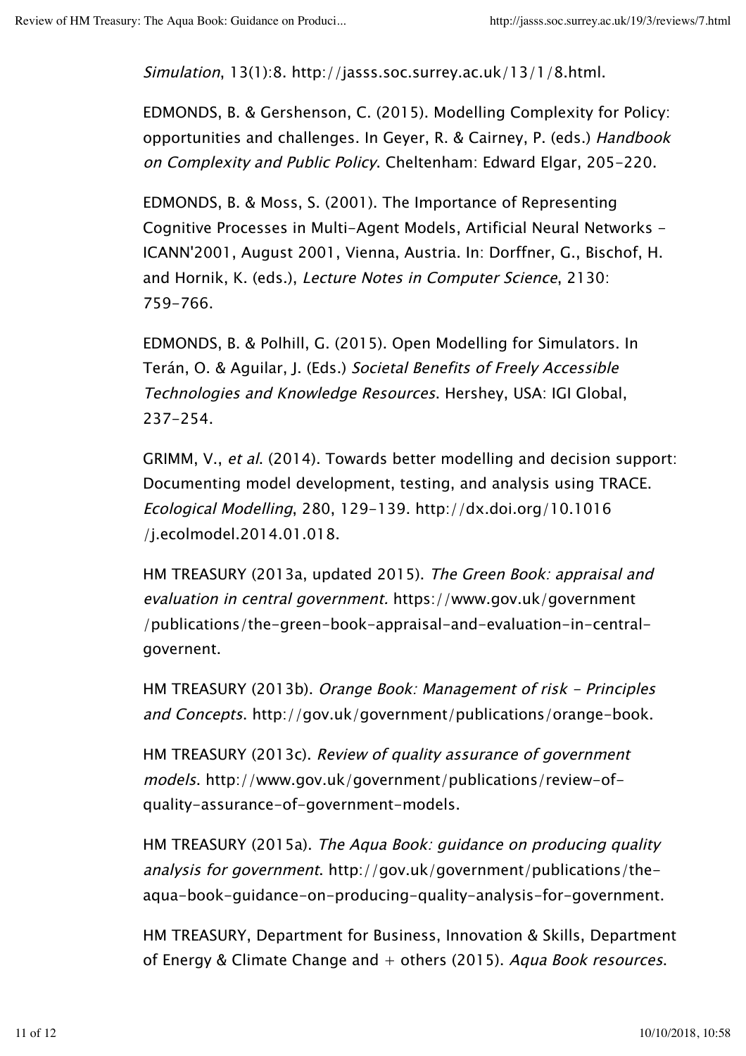*Simulation*, 13(1):8. http://jasss.soc.surrey.ac.uk/13/1/8.html.

EDMONDS, B. & Gershenson, C. (2015). Modelling Complexity for Policy: opportunities and challenges. In Geyer, R. & Cairney, P. (eds.) *Handbook on Complexity and Public Policy*. Cheltenham: Edward Elgar, 205-220.

EDMONDS, B. & Moss, S. (2001). The Importance of Representing Cognitive Processes in Multi-Agent Models, Artificial Neural Networks - ICANN'2001, August 2001, Vienna, Austria. In: Dorffner, G., Bischof, H. and Hornik, K. (eds.), *Lecture Notes in Computer Science*, 2130: 759-766.

EDMONDS, B. & Polhill, G. (2015). Open Modelling for Simulators. In Terán, O. & Aguilar, J. (Eds.) *Societal Benefits of Freely Accessible Technologies and Knowledge Resources*. Hershey, USA: IGI Global, 237-254.

GRIMM, V., *et al*. (2014). Towards better modelling and decision support: Documenting model development, testing, and analysis using TRACE. *Ecological Modelling*, 280, 129-139. http://dx.doi.org/10.1016/j.ecolmodel.2014.01.018.

HM TREASURY (2013a, updated 2015). *The Green Book: appraisal and evaluation in central government.* https://www.gov.uk/government/publications/the-green-book-appraisal-and-evaluation-in-central-governent.

HM TREASURY (2013b). *Orange Book: Management of risk - Principles and Concepts.* http://gov.uk/government/publications/orange-book.

HM TREASURY (2013c). *Review of quality assurance of government models*. http://www.gov.uk/government/publications/review-of-quality-assurance-of-government-models.

HM TREASURY (2015a). *The Aqua Book: guidance on producing quality analysis for government*. http://gov.uk/government/publications/the-aqua-book-guidance-on-producing-quality-analysis-for-government.

HM TREASURY, Department for Business, Innovation & Skills, Department of Energy & Climate Change and + others (2015). *Aqua Book resources*.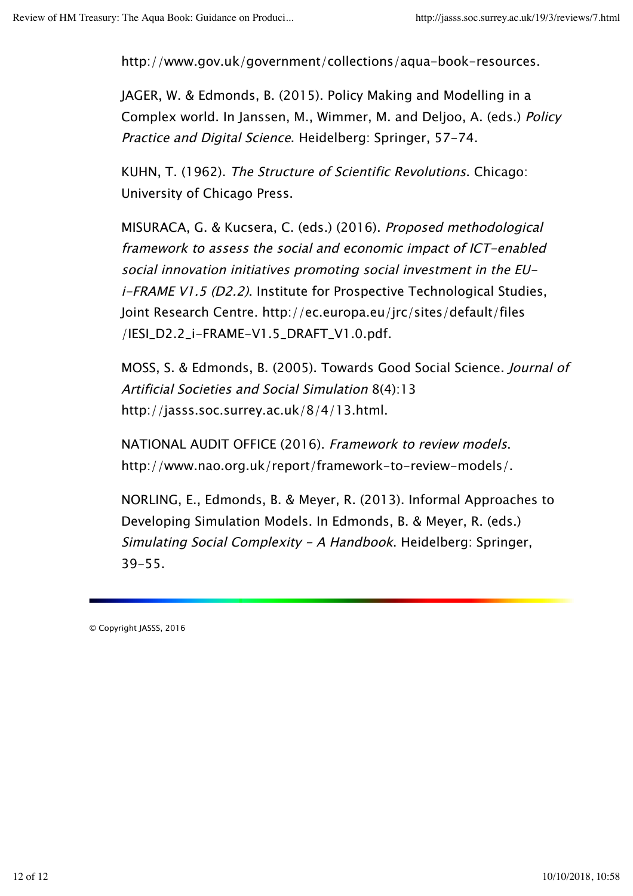http://www.gov.uk/government/collections/aqua-book-resources.

JAGER, W. & Edmonds, B. (2015). Policy Making and Modelling in a Complex world. In Janssen, M., Wimmer, M. and Deljoo, A. (eds.) *Policy Practice and Digital Science*. Heidelberg: Springer, 57-74.

KUHN, T. (1962). *The Structure of Scientific Revolutions*. Chicago: University of Chicago Press.

MISURACA, G. & Kucsera, C. (eds.) (2016). *Proposed methodological framework to assess the social and economic impact of ICT-enabled social innovation initiatives promoting social investment in the EU- i-FRAME V1.5 (D2.2)*. Institute for Prospective Technological Studies, Joint Research Centre. http://ec.europa.eu/jrc/sites/default/files/IESI_D2.2_i-FRAME-V1.5_DRAFT_V1.0.pdf.

MOSS, S. & Edmonds, B. (2005). Towards Good Social Science. *Journal of Artificial Societies and Social Simulation* 8(4):13 http://jasss.soc.surrey.ac.uk/8/4/13.html.

NATIONAL AUDIT OFFICE (2016). *Framework to review models*. http://www.nao.org.uk/report/framework-to-review-models/.

NORLING, E., Edmonds, B. & Meyer, R. (2013). Informal Approaches to Developing Simulation Models. In Edmonds, B. & Meyer, R. (eds.) *Simulating Social Complexity - A Handbook*. Heidelberg: Springer, 39-55.

© Copyright JASSS, 2016